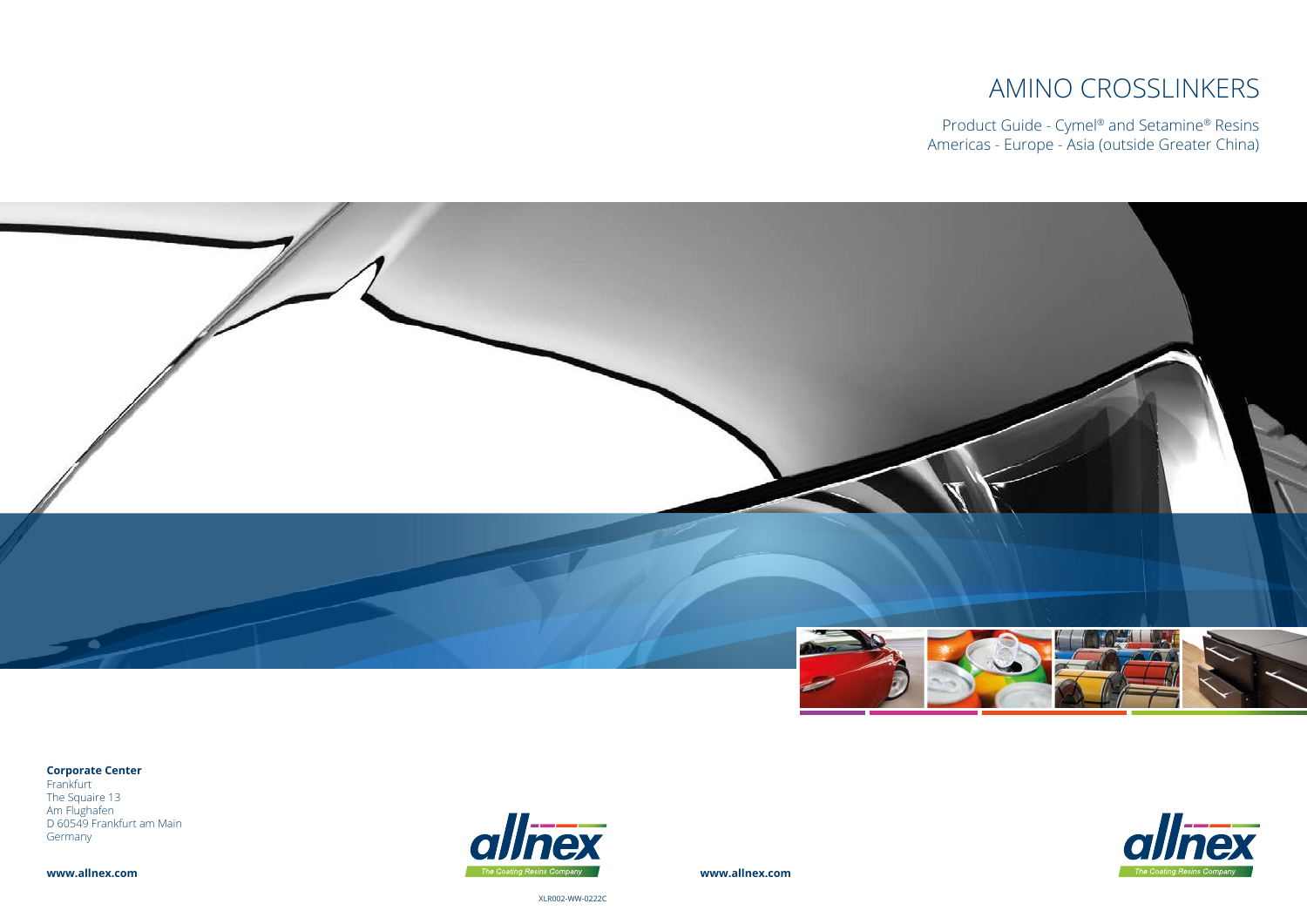# AMINO CROSSLINKERS

Product Guide - Cymel® and Setamine® Resins
Americas - Europe - Asia (outside Greater China)

**Corporate Center**
Frankfurt
The Squaire 13
Am Flughafen
D 60549 Frankfurt am Main
Germany

**www.allnex.com**

allnex
The Coating Resins Company

XLR002-WW-0222C

**www.allnex.com**

allnex
The Coating Resins Company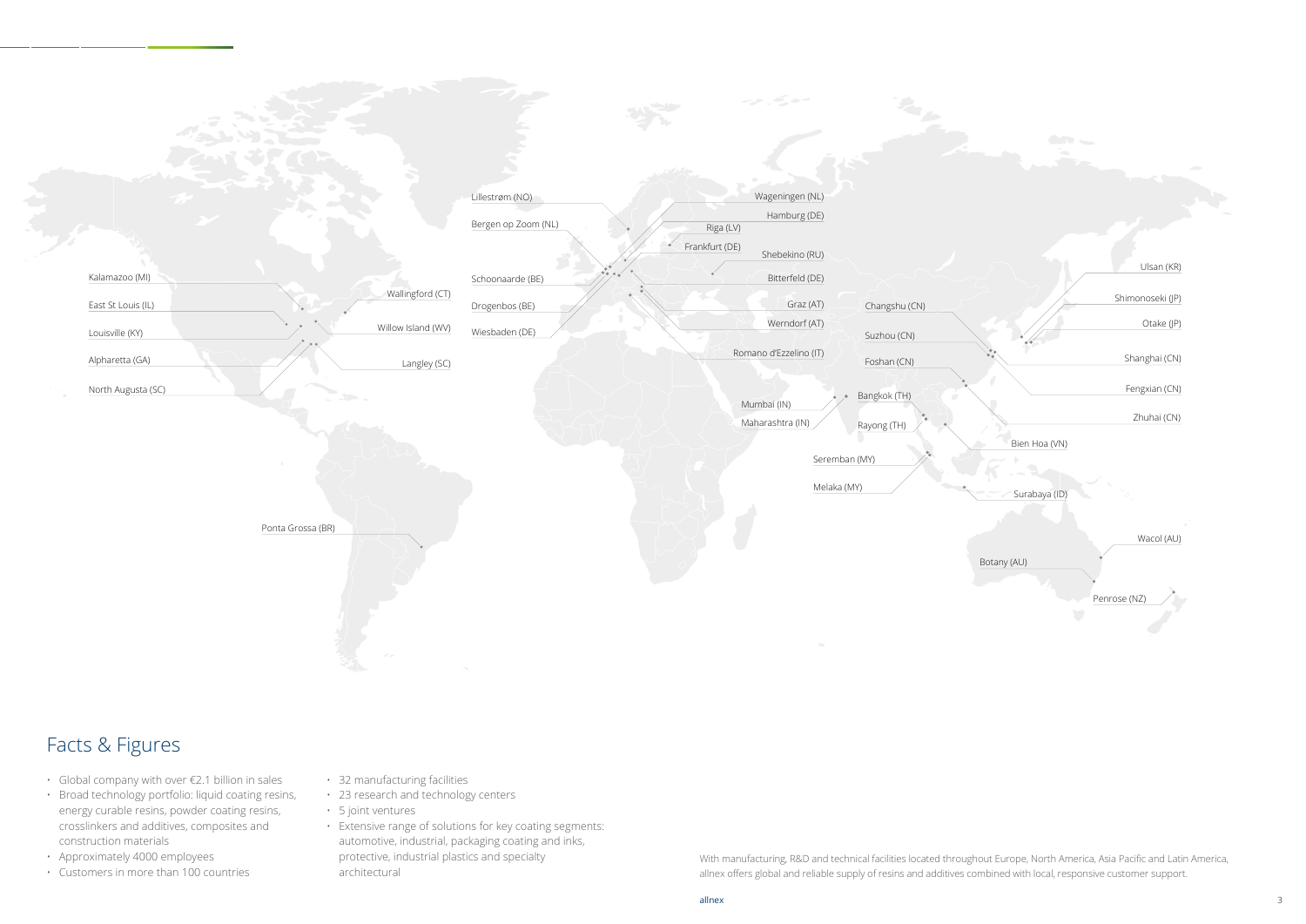Kalamazoo (MI)
East St Louis (IL)
Louisville (KY)
Alpharetta (GA)
North Augusta (SC)
Wallingford (CT)
Willow Island (WV)
Langley (SC)
Ponta Grossa (BR)
Lillestrøm (NO)
Bergen op Zoom (NL)
Schoonaarde (BE)
Drogenbos (BE)
Wiesbaden (DE)
Wageningen (NL)
Hamburg (DE)
Riga (LV)
Frankfurt (DE)
Shebekino (RU)
Bitterfeld (DE)
Graz (AT)
Werndorf (AT)
Romano d'Ezzelino (IT)
Mumbai (IN)
Maharashtra (IN)
Bangkok (TH)
Rayong (TH)
Seremban (MY)
Melaka (MY)
Changshu (CN)
Suzhou (CN)
Foshan (CN)
Ulsan (KR)
Shimonoseki (JP)
Otake (JP)
Shanghai (CN)
Fengxian (CN)
Zhuhai (CN)
Bien Hoa (VN)
Surabaya (ID)
Wacol (AU)
Botany (AU)
Penrose (NZ)

# Facts & Figures

- Global company with over €2.1 billion in sales
- Broad technology portfolio: liquid coating resins, energy curable resins, powder coating resins, crosslinkers and additives, composites and construction materials
- Approximately 4000 employees
- Customers in more than 100 countries
- 32 manufacturing facilities
- 23 research and technology centers
- 5 joint ventures
- Extensive range of solutions for key coating segments: automotive, industrial, packaging coating and inks, protective, industrial plastics and specialty architectural

With manufacturing, R&D and technical facilities located throughout Europe, North America, Asia Pacific and Latin America, allnex offers global and reliable supply of resins and additives combined with local, responsive customer support.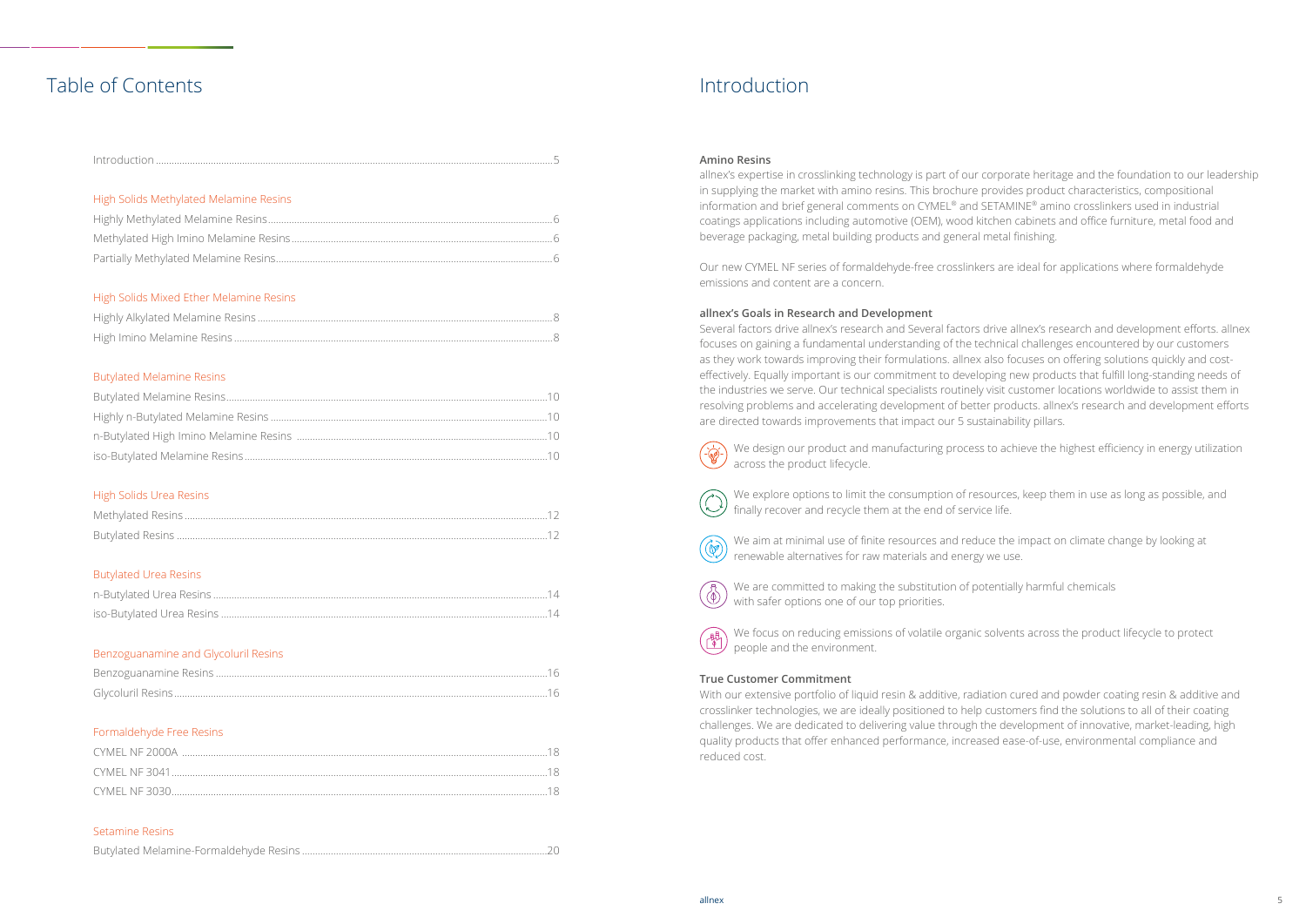# Table of Contents

Introduction ..... 5

### High Solids Methylated Melamine Resins

Highly Methylated Melamine Resins ..... 6
Methylated High Imino Melamine Resins ..... 6
Partially Methylated Melamine Resins ..... 6

### High Solids Mixed Ether Melamine Resins

Highly Alkylated Melamine Resins ..... 8
High Imino Melamine Resins ..... 8

### Butylated Melamine Resins

Butylated Melamine Resins ..... 10
Highly n-Butylated Melamine Resins ..... 10
n-Butylated High Imino Melamine Resins ..... 10
iso-Butylated Melamine Resins ..... 10

### High Solids Urea Resins

Methylated Resins ..... 12
Butylated Resins ..... 12

### Butylated Urea Resins

n-Butylated Urea Resins ..... 14
iso-Butylated Urea Resins ..... 14

### Benzoguanamine and Glycoluril Resins

Benzoguanamine Resins ..... 16
Glycoluril Resins ..... 16

### Formaldehyde Free Resins

CYMEL NF 2000A ..... 18
CYMEL NF 3041 ..... 18
CYMEL NF 3030 ..... 18

### Setamine Resins

Butylated Melamine-Formaldehyde Resins ..... 20

# Introduction

**Amino Resins**

allnex's expertise in crosslinking technology is part of our corporate heritage and the foundation to our leadership in supplying the market with amino resins. This brochure provides product characteristics, compositional information and brief general comments on CYMEL® and SETAMINE® amino crosslinkers used in industrial coatings applications including automotive (OEM), wood kitchen cabinets and office furniture, metal food and beverage packaging, metal building products and general metal finishing.

Our new CYMEL NF series of formaldehyde-free crosslinkers are ideal for applications where formaldehyde emissions and content are a concern.

**allnex's Goals in Research and Development**

Several factors drive allnex's research and Several factors drive allnex's research and development efforts. allnex focuses on gaining a fundamental understanding of the technical challenges encountered by our customers as they work towards improving their formulations. allnex also focuses on offering solutions quickly and cost-effectively. Equally important is our commitment to developing new products that fulfill long-standing needs of the industries we serve. Our technical specialists routinely visit customer locations worldwide to assist them in resolving problems and accelerating development of better products. allnex's research and development efforts are directed towards improvements that impact our 5 sustainability pillars.

- We design our product and manufacturing process to achieve the highest efficiency in energy utilization across the product lifecycle.
- We explore options to limit the consumption of resources, keep them in use as long as possible, and finally recover and recycle them at the end of service life.
- We aim at minimal use of finite resources and reduce the impact on climate change by looking at renewable alternatives for raw materials and energy we use.
- We are committed to making the substitution of potentially harmful chemicals with safer options one of our top priorities.
- We focus on reducing emissions of volatile organic solvents across the product lifecycle to protect people and the environment.

**True Customer Commitment**

With our extensive portfolio of liquid resin & additive, radiation cured and powder coating resin & additive and crosslinker technologies, we are ideally positioned to help customers find the solutions to all of their coating challenges. We are dedicated to delivering value through the development of innovative, market-leading, high quality products that offer enhanced performance, increased ease-of-use, environmental compliance and reduced cost.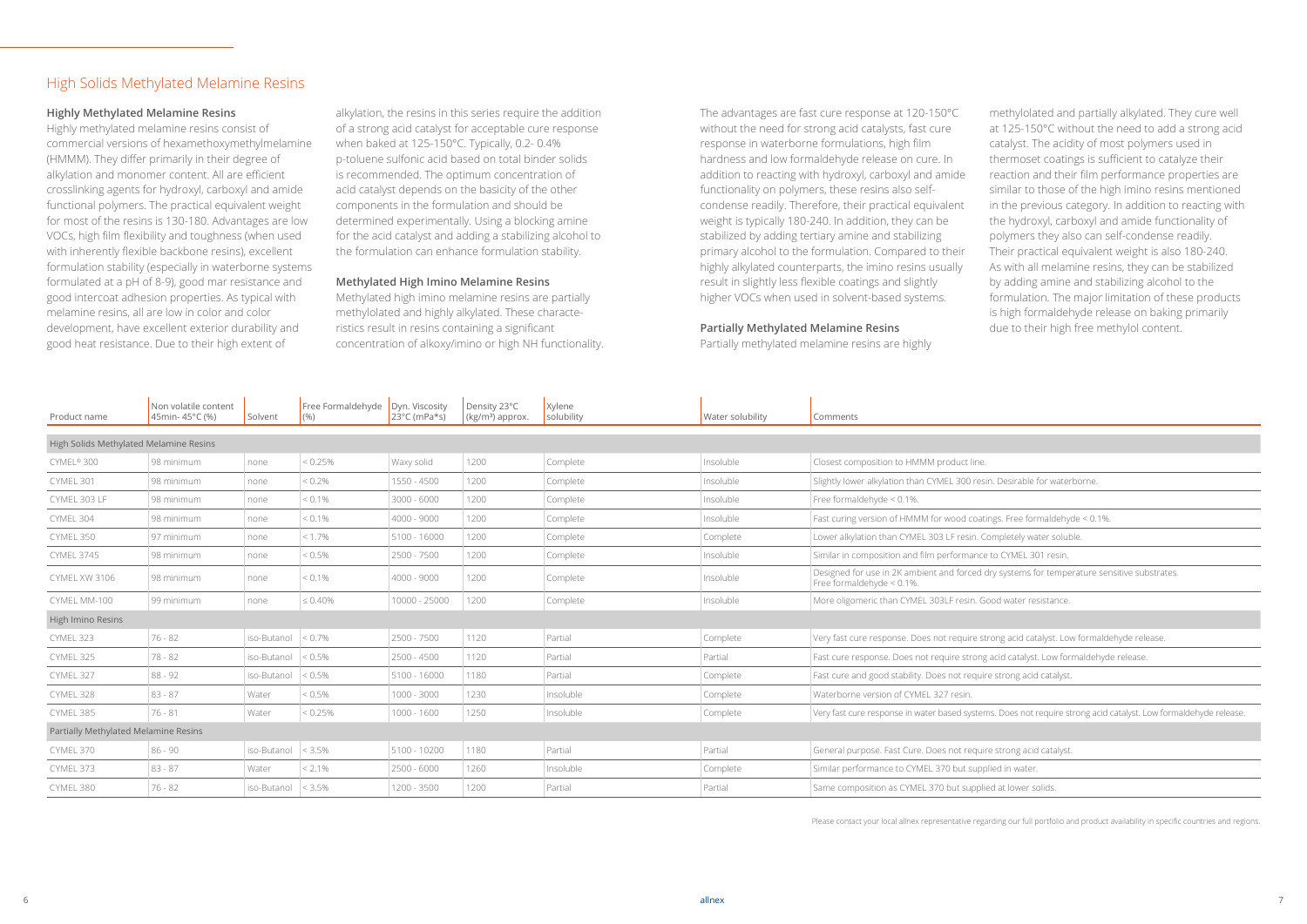# High Solids Methylated Melamine Resins

### Highly Methylated Melamine Resins

Highly methylated melamine resins consist of commercial versions of hexamethoxymethylmelamine (HMMM). They differ primarily in their degree of alkylation and monomer content. All are efficient crosslinking agents for hydroxyl, carboxyl and amide functional polymers. The practical equivalent weight for most of the resins is 130-180. Advantages are low VOCs, high film flexibility and toughness (when used with inherently flexible backbone resins), excellent formulation stability (especially in waterborne systems formulated at a pH of 8-9), good mar resistance and good intercoat adhesion properties. As typical with melamine resins, all are low in color and color development, have excellent exterior durability and good heat resistance. Due to their high extent of alkylation, the resins in this series require the addition of a strong acid catalyst for acceptable cure response when baked at 125-150°C. Typically, 0.2- 0.4% p-toluene sulfonic acid based on total binder solids is recommended. The optimum concentration of acid catalyst depends on the basicity of the other components in the formulation and should be determined experimentally. Using a blocking amine for the acid catalyst and adding a stabilizing alcohol to the formulation can enhance formulation stability.

### Methylated High Imino Melamine Resins

Methylated high imino melamine resins are partially methylolated and highly alkylated. These characteristics result in resins containing a significant concentration of alkoxy/imino or high NH functionality. The advantages are fast cure response at 120-150°C without the need for strong acid catalysts, fast cure response in waterborne formulations, high film hardness and low formaldehyde release on cure. In addition to reacting with hydroxyl, carboxyl and amide functionality on polymers, these resins also self-condense readily. Therefore, their practical equivalent weight is typically 180-240. In addition, they can be stabilized by adding tertiary amine and stabilizing primary alcohol to the formulation. Compared to their highly alkylated counterparts, the imino resins usually result in slightly less flexible coatings and slightly higher VOCs when used in solvent-based systems.

### Partially Methylated Melamine Resins

Partially methylated melamine resins are highly methylolated and partially alkylated. They cure well at 125-150°C without the need to add a strong acid catalyst. The acidity of most polymers used in thermoset coatings is sufficient to catalyze their reaction and their film performance properties are similar to those of the high imino resins mentioned in the previous category. In addition to reacting with the hydroxyl, carboxyl and amide functionality of polymers they also can self-condense readily. Their practical equivalent weight is also 180-240. As with all melamine resins, they can be stabilized by adding amine and stabilizing alcohol to the formulation. The major limitation of these products is high formaldehyde release on baking primarily due to their high free methylol content.

| Product name | Non volatile content 45min- 45°C (%) | Solvent | Free Formaldehyde (%) | Dyn. Viscosity 23°C (mPa*s) | Density 23°C (kg/m³) approx. | Xylene solubility | Water solubility | Comments |
|---|---|---|---|---|---|---|---|---|
| **High Solids Methylated Melamine Resins** | | | | | | | | |
| CYMEL® 300 | 98 minimum | none | < 0.25% | Waxy solid | 1200 | Complete | Insoluble | Closest composition to HMMM product line. |
| CYMEL 301 | 98 minimum | none | < 0.2% | 1550 - 4500 | 1200 | Complete | Insoluble | Slightly lower alkylation than CYMEL 300 resin. Desirable for waterborne. |
| CYMEL 303 LF | 98 minimum | none | < 0.1% | 3000 - 6000 | 1200 | Complete | Insoluble | Free formaldehyde < 0.1%. |
| CYMEL 304 | 98 minimum | none | < 0.1% | 4000 - 9000 | 1200 | Complete | Insoluble | Fast curing version of HMMM for wood coatings. Free formaldehyde < 0.1%. |
| CYMEL 350 | 97 minimum | none | < 1.7% | 5100 - 16000 | 1200 | Complete | Complete | Lower alkylation than CYMEL 303 LF resin. Completely water soluble. |
| CYMEL 3745 | 98 minimum | none | < 0.5% | 2500 - 7500 | 1200 | Complete | Insoluble | Similar in composition and film performance to CYMEL 301 resin. |
| CYMEL XW 3106 | 98 minimum | none | < 0.1% | 4000 - 9000 | 1200 | Complete | Insoluble | Designed for use in 2K ambient and forced dry systems for temperature sensitive substrates. Free formaldehyde < 0.1%. |
| CYMEL MM-100 | 99 minimum | none | ≤ 0.40% | 10000 - 25000 | 1200 | Complete | Insoluble | More oligomeric than CYMEL 303LF resin. Good water resistance. |
| **High Imino Resins** | | | | | | | | |
| CYMEL 323 | 76 - 82 | iso-Butanol | < 0.7% | 2500 - 7500 | 1120 | Partial | Complete | Very fast cure response. Does not require strong acid catalyst. Low formaldehyde release. |
| CYMEL 325 | 78 - 82 | iso-Butanol | < 0.5% | 2500 - 4500 | 1120 | Partial | Partial | Fast cure response. Does not require strong acid catalyst. Low formaldehyde release. |
| CYMEL 327 | 88 - 92 | iso-Butanol | < 0.5% | 5100 - 16000 | 1180 | Partial | Complete | Fast cure and good stability. Does not require strong acid catalyst. |
| CYMEL 328 | 83 - 87 | Water | < 0.5% | 1000 - 3000 | 1230 | Insoluble | Complete | Waterborne version of CYMEL 327 resin. |
| CYMEL 385 | 76 - 81 | Water | < 0.25% | 1000 - 1600 | 1250 | Insoluble | Complete | Very fast cure response in water based systems. Does not require strong acid catalyst. Low formaldehyde release. |
| **Partially Methylated Melamine Resins** | | | | | | | | |
| CYMEL 370 | 86 - 90 | iso-Butanol | < 3.5% | 5100 - 10200 | 1180 | Partial | Partial | General purpose. Fast Cure. Does not require strong acid catalyst. |
| CYMEL 373 | 83 - 87 | Water | < 2.1% | 2500 - 6000 | 1260 | Insoluble | Complete | Similar performance to CYMEL 370 but supplied in water. |
| CYMEL 380 | 76 - 82 | iso-Butanol | < 3.5% | 1200 - 3500 | 1200 | Partial | Partial | Same composition as CYMEL 370 but supplied at lower solids. |

Please contact your local allnex representative regarding our full portfolio and product availability in specific countries and regions.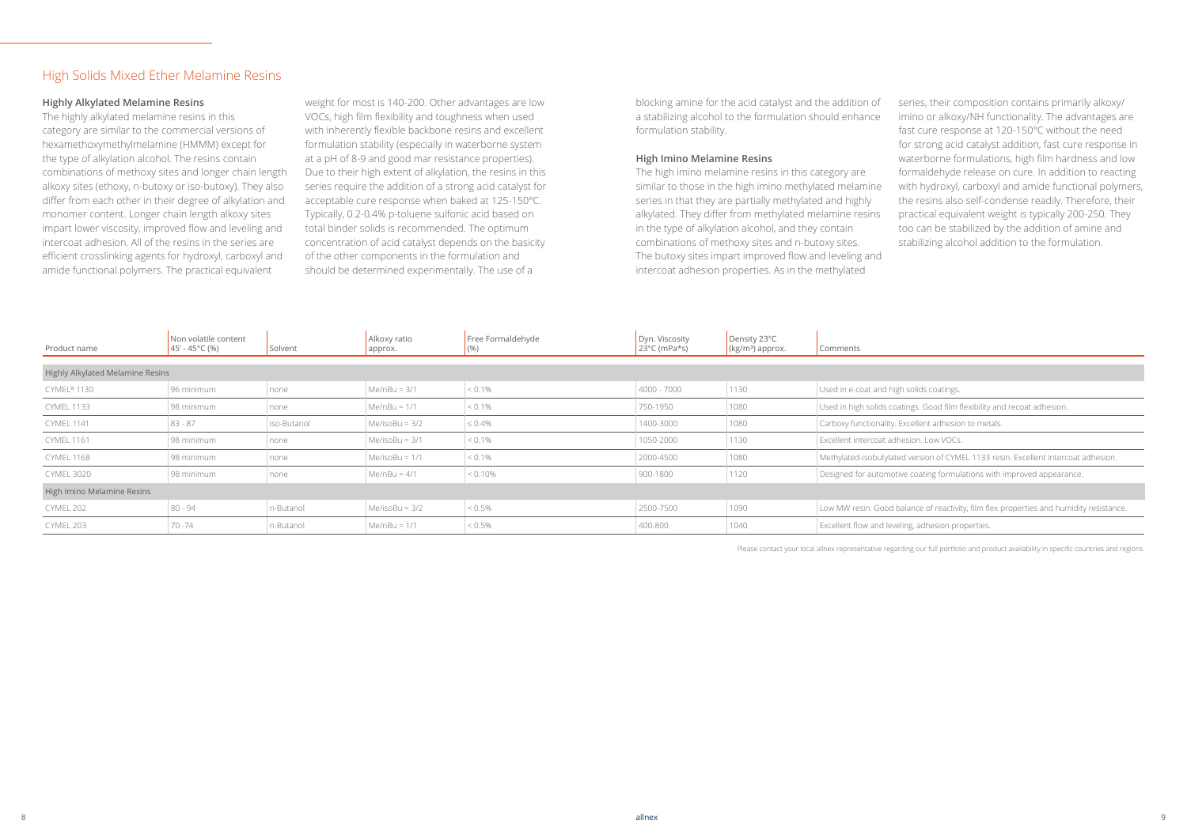## High Solids Mixed Ether Melamine Resins

### Highly Alkylated Melamine Resins

The highly alkylated melamine resins in this category are similar to the commercial versions of hexamethoxymethylmelamine (HMMM) except for the type of alkylation alcohol. The resins contain combinations of methoxy sites and longer chain length alkoxy sites (ethoxy, n-butoxy or iso-butoxy). They also differ from each other in their degree of alkylation and monomer content. Longer chain length alkoxy sites impart lower viscosity, improved flow and leveling and intercoat adhesion. All of the resins in the series are efficient crosslinking agents for hydroxyl, carboxyl and amide functional polymers. The practical equivalent weight for most is 140-200. Other advantages are low VOCs, high film flexibility and toughness when used with inherently flexible backbone resins and excellent formulation stability (especially in waterborne system at a pH of 8-9 and good mar resistance properties). Due to their high extent of alkylation, the resins in this series require the addition of a strong acid catalyst for acceptable cure response when baked at 125-150°C. Typically, 0.2-0.4% p-toluene sulfonic acid based on total binder solids is recommended. The optimum concentration of acid catalyst depends on the basicity of the other components in the formulation and should be determined experimentally. The use of a blocking amine for the acid catalyst and the addition of a stabilizing alcohol to the formulation should enhance formulation stability.

### High Imino Melamine Resins

The high imino melamine resins in this category are similar to those in the high imino methylated melamine series in that they are partially methylated and highly alkylated. They differ from methylated melamine resins in the type of alkylation alcohol, and they contain combinations of methoxy sites and n-butoxy sites. The butoxy sites impart improved flow and leveling and intercoat adhesion properties. As in the methylated series, their composition contains primarily alkoxy/imino or alkoxy/NH functionality. The advantages are fast cure response at 120-150°C without the need for strong acid catalyst addition, fast cure response in waterborne formulations, high film hardness and low formaldehyde release on cure. In addition to reacting with hydroxyl, carboxyl and amide functional polymers, the resins also self-condense readily. Therefore, their practical equivalent weight is typically 200-250. They too can be stabilized by the addition of amine and stabilizing alcohol addition to the formulation.

| Product name | Non volatile content 45' - 45°C (%) | Solvent | Alkoxy ratio approx. | Free Formaldehyde (%) | Dyn. Viscosity 23°C (mPa*s) | Density 23°C (kg/m³) approx. | Comments |
|---|---|---|---|---|---|---|---|
| **Highly Alkylated Melamine Resins** | | | | | | | |
| CYMEL® 1130 | 96 minimum | none | Me/nBu = 3/1 | < 0.1% | 4000 - 7000 | 1130 | Used in e-coat and high solids coatings. |
| CYMEL 1133 | 98 minimum | none | Me/nBu = 1/1 | < 0.1% | 750-1950 | 1080 | Used in high solids coatings. Good film flexibility and recoat adhesion. |
| CYMEL 1141 | 83 - 87 | iso-Butanol | Me/isoBu = 3/2 | ≤ 0.4% | 1400-3000 | 1080 | Carboxy functionality. Excellent adhesion to metals. |
| CYMEL 1161 | 98 minimum | none | Me/isoBu = 3/1 | < 0.1% | 1050-2000 | 1130 | Excellent intercoat adhesion. Low VOCs. |
| CYMEL 1168 | 98 minimum | none | Me/isoBu = 1/1 | < 0.1% | 2000-4500 | 1080 | Methylated-isobutylated version of CYMEL 1133 resin. Excellent intercoat adhesion. |
| CYMEL 3020 | 98 minimum | none | Me/nBu = 4/1 | < 0.10% | 900-1800 | 1120 | Designed for automotive coating formulations with improved appearance. |
| **High Imino Melamine Resins** | | | | | | | |
| CYMEL 202 | 80 - 94 | n-Butanol | Me/isoBu = 3/2 | < 0.5% | 2500-7500 | 1090 | Low MW resin. Good balance of reactivity, film flex properties and humidity resistance. |
| CYMEL 203 | 70 -74 | n-Butanol | Me/nBu = 1/1 | < 0.5% | 400-800 | 1040 | Excellent flow and leveling, adhesion properties. |

Please contact your local allnex representative regarding our full portfolio and product availability in specific countries and regions.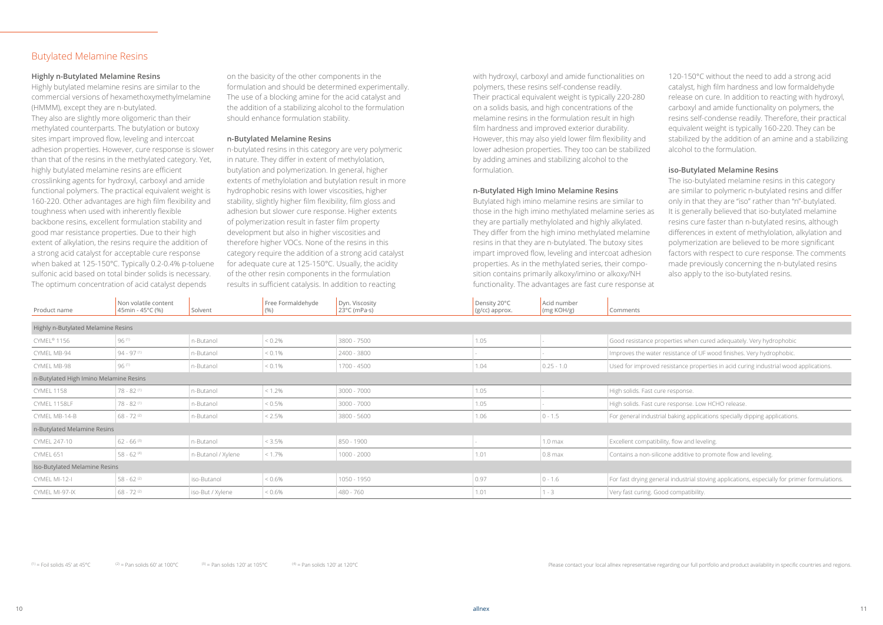## Butylated Melamine Resins

### Highly n-Butylated Melamine Resins

Highly butylated melamine resins are similar to the commercial versions of hexamethoxymethylmelamine (HMMM), except they are n-butylated.
They also are slightly more oligomeric than their methylated counterparts. The butylation or butoxy sites impart improved flow, leveling and intercoat adhesion properties. However, cure response is slower than that of the resins in the methylated category. Yet, highly butylated melamine resins are efficient crosslinking agents for hydroxyl, carboxyl and amide functional polymers. The practical equivalent weight is 160-220. Other advantages are high film flexibility and toughness when used with inherently flexible backbone resins, excellent formulation stability and good mar resistance properties. Due to their high extent of alkylation, the resins require the addition of a strong acid catalyst for acceptable cure response when baked at 125-150°C. Typically 0.2-0.4% p-toluene sulfonic acid based on total binder solids is necessary. The optimum concentration of acid catalyst depends on the basicity of the other components in the formulation and should be determined experimentally. The use of a blocking amine for the acid catalyst and the addition of a stabilizing alcohol to the formulation should enhance formulation stability.

### n-Butylated Melamine Resins

n-Butylated resins in this category are very polymeric in nature. They differ in extent of methylolation, butylation and polymerization. In general, higher extents of methylolation and butylation result in more hydrophobic resins with lower viscosities, higher stability, slightly higher film flexibility, film gloss and adhesion but slower cure response. Higher extents of polymerization result in faster film property development but also in higher viscosities and therefore higher VOCs. None of the resins in this category require the addition of a strong acid catalyst for adequate cure at 125-150°C. Usually, the acidity of the other resin components in the formulation results in sufficient catalysis. In addition to reacting with hydroxyl, carboxyl and amide functionalities on polymers, these resins self-condense readily. Their practical equivalent weight is typically 220-280 on a solids basis, and high concentrations of the melamine resins in the formulation result in high film hardness and improved exterior durability. However, this may also yield lower film flexibility and lower adhesion properties. They too can be stabilized by adding amines and stabilizing alcohol to the formulation.

### n-Butylated High Imino Melamine Resins

Butylated high imino melamine resins are similar to those in the high imino methylated melamine series as they are partially methylolated and highly alkylated. They differ from the high imino methylated melamine resins in that they are n-butylated. The butoxy sites impart improved flow, leveling and intercoat adhesion properties. As in the methylated series, their composition contains primarily alkoxy/imino or alkoxy/NH functionality. The advantages are fast cure response at 120-150°C without the need to add a strong acid catalyst, high film hardness and low formaldehyde release on cure. In addition to reacting with hydroxyl, carboxyl and amide functionality on polymers, the resins self-condense readily. Therefore, their practical equivalent weight is typically 160-220. They can be stabilized by the addition of an amine and a stabilizing alcohol to the formulation.

### iso-Butylated Melamine Resins

The iso-butylated melamine resins in this category are similar to polymeric n-butylated resins and differ only in that they are "iso" rather than "n"-butylated. It is generally believed that iso-butylated melamine resins cure faster than n-butylated resins, although differences in extent of methylolation, alkylation and polymerization are believed to be more significant factors with respect to cure response. The comments made previously concerning the n-butylated resins also apply to the iso-butylated resins.

| Product name | Non volatile content 45min - 45°C (%) | Solvent | Free Formaldehyde (%) | Dyn. Viscosity 23°C (mPa·s) | Density 20°C (g/cc) approx. | Acid number (mg KOH/g) | Comments |
|---|---|---|---|---|---|---|---|
| **Highly n-Butylated Melamine Resins** | | | | | | | |
| CYMEL® 1156 | 96 [1] | n-Butanol | < 0.2% | 3800 - 7500 | 1.05 | - | Good resistance properties when cured adequately. Very hydrophobic |
| CYMEL MB-94 | 94 - 97 [1] | n-Butanol | < 0.1% | 2400 - 3800 | - | - | Improves the water resistance of UF wood finishes. Very hydrophobic. |
| CYMEL MB-98 | 96 [1] | n-Butanol | < 0.1% | 1700 - 4500 | 1.04 | 0.25 - 1.0 | Used for improved resistance properties in acid curing industrial wood applications. |
| **n-Butylated High Imino Melamine Resins** | | | | | | | |
| CYMEL 1158 | 78 - 82 [1] | n-Butanol | < 1.2% | 3000 - 7000 | 1.05 | - | High solids. Fast cure response. |
| CYMEL 1158LF | 78 - 82 [1] | n-Butanol | < 0.5% | 3000 - 7000 | 1.05 | - | High solids. Fast cure response. Low HCHO release. |
| CYMEL MB-14-B | 68 - 72 [2] | n-Butanol | < 2.5% | 3800 - 5600 | 1.06 | 0 - 1.5 | For general industrial baking applications specially dipping applications. |
| **n-Butylated Melamine Resins** | | | | | | | |
| CYMEL 247-10 | 62 - 66 [3] | n-Butanol | < 3.5% | 850 - 1900 | - | 1.0 max | Excellent compatibility, flow and leveling. |
| CYMEL 651 | 58 - 62 [4] | n-Butanol / Xylene | < 1.7% | 1000 - 2000 | 1.01 | 0.8 max | Contains a non-silicone additive to promote flow and leveling. |
| **Iso-Butylated Melamine Resins** | | | | | | | |
| CYMEL MI-12-I | 58 - 62 [2] | iso-Butanol | < 0.6% | 1050 - 1950 | 0.97 | 0 - 1.6 | For fast drying general industrial stoving applications, especially for primer formulations. |
| CYMEL MI-97-IX | 68 - 72 [2] | iso-But / Xylene | < 0.6% | 480 - 760 | 1.01 | 1 - 3 | Very fast curing. Good compatibility. |

[1] = Foil solids 45' at 45°C  [2] = Pan solids 60' at 100°C  [3] = Pan solids 120' at 105°C  [4] = Pan solids 120' at 120°C

Please contact your local allnex representative regarding our full portfolio and product availability in specific countries and regions.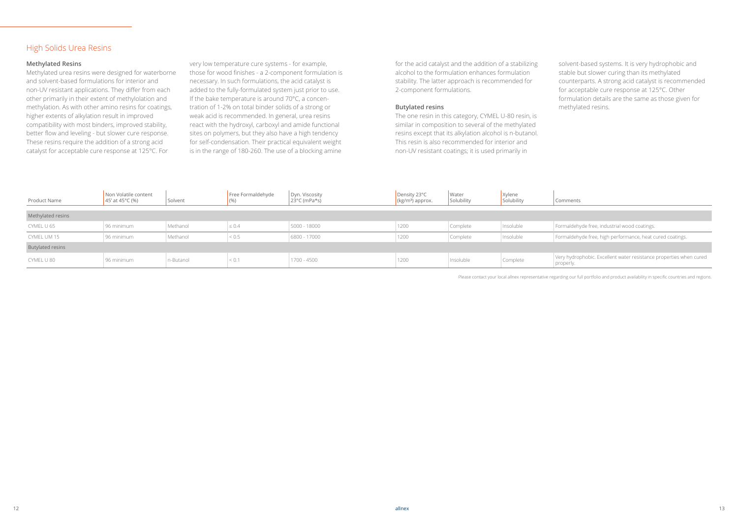## High Solids Urea Resins

### Methylated Resins

Methylated urea resins were designed for waterborne and solvent-based formulations for interior and non-UV resistant applications. They differ from each other primarily in their extent of methylolation and methylation. As with other amino resins for coatings, higher extents of alkylation result in improved compatibility with most binders, improved stability, better flow and leveling - but slower cure response. These resins require the addition of a strong acid catalyst for acceptable cure response at 125°C. For very low temperature cure systems - for example, those for wood finishes - a 2-component formulation is necessary. In such formulations, the acid catalyst is added to the fully-formulated system just prior to use. If the bake temperature is around 70°C, a concentration of 1-2% on total binder solids of a strong or weak acid is recommended. In general, urea resins react with the hydroxyl, carboxyl and amide functional sites on polymers, but they also have a high tendency for self-condensation. Their practical equivalent weight is in the range of 180-260. The use of a blocking amine for the acid catalyst and the addition of a stabilizing alcohol to the formulation enhances formulation stability. The latter approach is recommended for 2-component formulations.

### Butylated resins

The one resin in this category, CYMEL U-80 resin, is similar in composition to several of the methylated resins except that its alkylation alcohol is n-butanol. This resin is also recommended for interior and non-UV resistant coatings; it is used primarily in solvent-based systems. It is very hydrophobic and stable but slower curing than its methylated counterparts. A strong acid catalyst is recommended for acceptable cure response at 125°C. Other formulation details are the same as those given for methylated resins.

| Product Name | Non Volatile content 45' at 45°C (%) | Solvent | Free Formaldehyde (%) | Dyn. Viscosity 23°C (mPa*s) | Density 23°C (kg/m³) approx. | Water Solubility | Xylene Solubility | Comments |
|---|---|---|---|---|---|---|---|---|
| Methylated resins | | | | | | | | |
| CYMEL U 65 | 96 minimum | Methanol | ≤ 0.4 | 5000 - 18000 | 1200 | Complete | Insoluble | Formaldehyde free, industrial wood coatings. |
| CYMEL UM 15 | 96 minimum | Methanol | < 0.5 | 6800 - 17000 | 1200 | Complete | Insoluble | Formaldehyde free, high performance, heat cured coatings. |
| Butylated resins | | | | | | | | |
| CYMEL U 80 | 96 minimum | n-Butanol | < 0.1 | 1700 - 4500 | 1200 | Insoluble | Complete | Very hydrophobic. Excellent water resistance properties when cured properly. |

Please contact your local allnex representative regarding our full portfolio and product availability in specific countries and regions.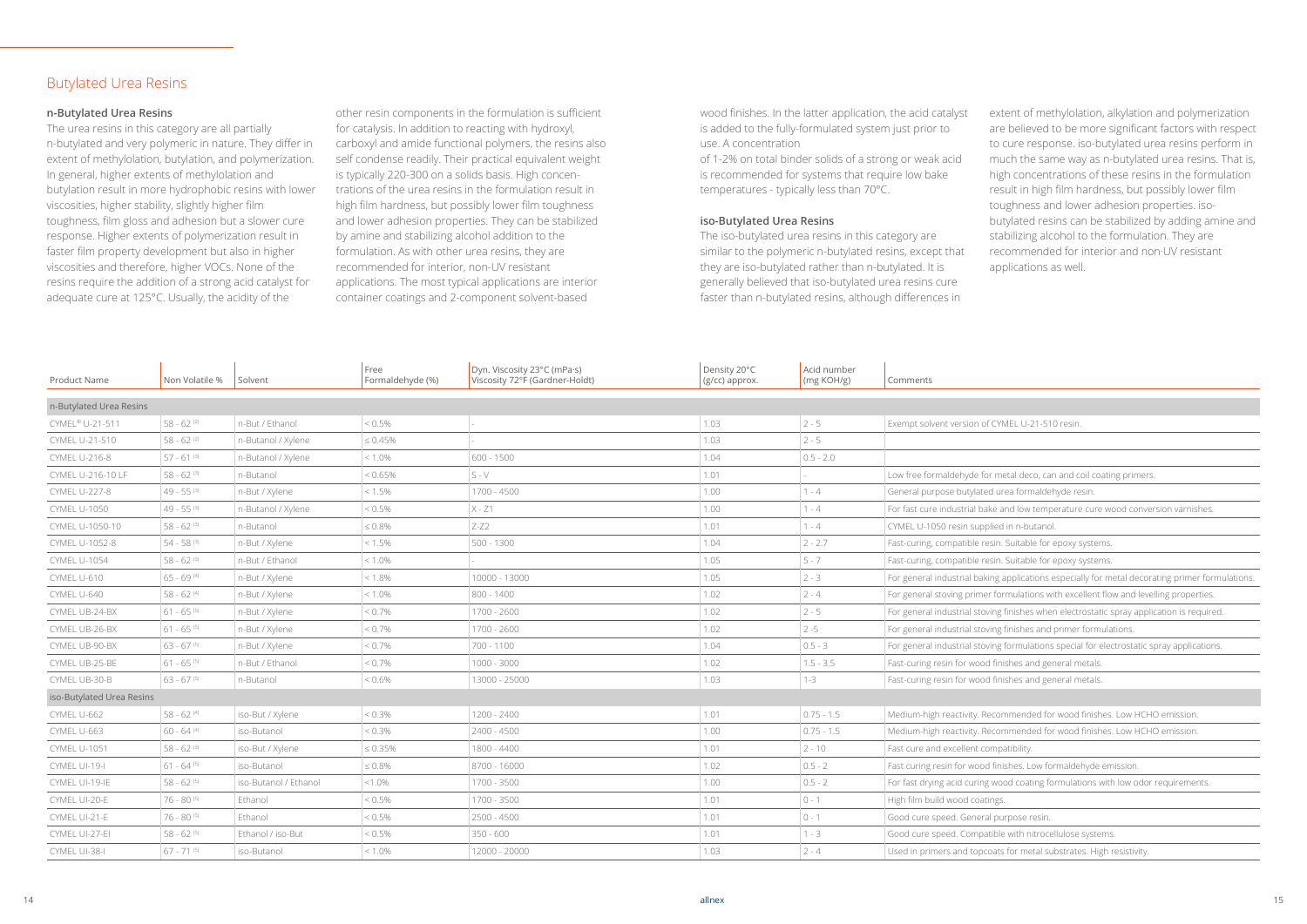# Butylated Urea Resins

### n-Butylated Urea Resins

The urea resins in this category are all partially n-butylated and very polymeric in nature. They differ in extent of methylolation, butylation, and polymerization. In general, higher extents of methylolation and butylation result in more hydrophobic resins with lower viscosities, higher stability, slightly higher film toughness, film gloss and adhesion but a slower cure response. Higher extents of polymerization result in faster film property development but also in higher viscosities and therefore, higher VOCs. None of the resins require the addition of a strong acid catalyst for adequate cure at 125°C. Usually, the acidity of the other resin components in the formulation is sufficient for catalysis. In addition to reacting with hydroxyl, carboxyl and amide functional polymers, the resins also self condense readily. Their practical equivalent weight is typically 220-300 on a solids basis. High concentrations of the urea resins in the formulation result in high film hardness, but possibly lower film toughness and lower adhesion properties. They can be stabilized by amine and stabilizing alcohol addition to the formulation. As with other urea resins, they are recommended for interior, non-UV resistant applications. The most typical applications are interior container coatings and 2-component solvent-based wood finishes. In the latter application, the acid catalyst is added to the fully-formulated system just prior to use. A concentration of 1-2% on total binder solids of a strong or weak acid is recommended for systems that require low bake temperatures - typically less than 70°C.

### iso-Butylated Urea Resins

The iso-butylated urea resins in this category are similar to the polymeric n-butylated resins, except that they are iso-butylated rather than n-butylated. It is generally believed that iso-butylated urea resins cure faster than n-butylated resins, although differences in extent of methylolation, alkylation and polymerization are believed to be more significant factors with respect to cure response. iso-butylated urea resins perform in much the same way as n-butylated urea resins. That is, high concentrations of these resins in the formulation result in high film hardness, but possibly lower film toughness and lower adhesion properties. iso-butylated resins can be stabilized by adding amine and stabilizing alcohol to the formulation. They are recommended for interior and non-UV resistant applications as well.

| Product Name | Non Volatile % | Solvent | Free Formaldehyde (%) | Dyn. Viscosity 23°C (mPa·s) Viscosity 72°F (Gardner-Holdt) | Density 20°C (g/cc) approx. | Acid number (mg KOH/g) | Comments |
|---|---|---|---|---|---|---|---|
| **n-Butylated Urea Resins** | | | | | | | |
| CYMEL® U-21-511 | 58 - 62 [2] | n-But / Ethanol | < 0.5% | - | 1.03 | 2 - 5 | Exempt solvent version of CYMEL U-21-510 resin. |
| CYMEL U-21-510 | 58 - 62 [2] | n-Butanol / Xylene | ≤ 0.45% | - | 1.03 | 2 - 5 | |
| CYMEL U-216-8 | 57 - 61 [3] | n-Butanol / Xylene | < 1.0% | 600 - 1500 | 1.04 | 0.5 - 2.0 | |
| CYMEL U-216-10 LF | 58 - 62 [3] | n-Butanol | < 0.65% | S - V | 1.01 | - | Low free formaldehyde for metal deco, can and coil coating primers. |
| CYMEL U-227-8 | 49 - 55 [3] | n-But / Xylene | < 1.5% | 1700 - 4500 | 1.00 | 1 - 4 | General purpose butylated urea formaldehyde resin. |
| CYMEL U-1050 | 49 - 55 [3] | n-Butanol / Xylene | < 0.5% | X - Z1 | 1.00 | 1 - 4 | For fast cure industrial bake and low temperature cure wood conversion varnishes. |
| CYMEL U-1050-10 | 58 - 62 [3] | n-Butanol | ≤ 0.8% | Z-Z2 | 1.01 | 1 - 4 | CYMEL U-1050 resin supplied in n-butanol. |
| CYMEL U-1052-8 | 54 - 58 [3] | n-But / Xylene | < 1.5% | 500 - 1300 | 1.04 | 2 - 2.7 | Fast-curing, compatible resin. Suitable for epoxy systems. |
| CYMEL U-1054 | 58 - 62 [3] | n-But / Ethanol | < 1.0% | - | 1.05 | 5 - 7 | Fast-curing, compatible resin. Suitable for epoxy systems. |
| CYMEL U-610 | 65 - 69 [4] | n-But / Xylene | < 1.8% | 10000 - 13000 | 1.05 | 2 - 3 | For general industrial baking applications especially for metal decorating primer formulations. |
| CYMEL U-640 | 58 - 62 [4] | n-But / Xylene | < 1.0% | 800 - 1400 | 1.02 | 2 - 4 | For general stoving primer formulations with excellent flow and levelling properties. |
| CYMEL UB-24-BX | 61 - 65 [5] | n-But / Xylene | < 0.7% | 1700 - 2600 | 1.02 | 2 - 5 | For general industrial stoving finishes when electrostatic spray application is required. |
| CYMEL UB-26-BX | 61 - 65 [5] | n-But / Xylene | < 0.7% | 1700 - 2600 | 1.02 | 2 -5 | For general industrial stoving finishes and primer formulations. |
| CYMEL UB-90-BX | 63 - 67 [5] | n-But / Xylene | < 0.7% | 700 - 1100 | 1.04 | 0.5 - 3 | For general industrial stoving formulations special for electrostatic spray applications. |
| CYMEL UB-25-BE | 61 - 65 [5] | n-But / Ethanol | < 0.7% | 1000 - 3000 | 1.02 | 1.5 - 3.5 | Fast-curing resin for wood finishes and general metals. |
| CYMEL UB-30-B | 63 - 67 [5] | n-Butanol | < 0.6% | 13000 - 25000 | 1.03 | 1-3 | Fast-curing resin for wood finishes and general metals. |
| **iso-Butylated Urea Resins** | | | | | | | |
| CYMEL U-662 | 58 - 62 [4] | iso-But / Xylene | < 0.3% | 1200 - 2400 | 1.01 | 0.75 - 1.5 | Medium-high reactivity. Recommended for wood finishes. Low HCHO emission. |
| CYMEL U-663 | 60 - 64 [4] | iso-Butanol | < 0.3% | 2400 - 4500 | 1.00 | 0.75 - 1.5 | Medium-high reactivity. Recommended for wood finishes. Low HCHO emission. |
| CYMEL U-1051 | 58 - 62 [3] | iso-But / Xylene | ≤ 0.35% | 1800 - 4400 | 1.01 | 2 - 10 | Fast cure and excellent compatibility. |
| CYMEL UI-19-I | 61 - 64 [5] | iso-Butanol | ≤ 0.8% | 8700 - 16000 | 1.02 | 0.5 - 2 | Fast curing resin for wood finishes. Low formaldehyde emission. |
| CYMEL UI-19-IE | 58 - 62 [5] | iso-Butanol / Ethanol | <1.0% | 1700 - 3500 | 1.00 | 0.5 - 2 | For fast drying acid curing wood coating formulations with low odor requirements. |
| CYMEL UI-20-E | 76 - 80 [5] | Ethanol | < 0.5% | 1700 - 3500 | 1.01 | 0 - 1 | High film build wood coatings. |
| CYMEL UI-21-E | 76 - 80 [5] | Ethanol | < 0.5% | 2500 - 4500 | 1.01 | 0 - 1 | Good cure speed. General purpose resin. |
| CYMEL UI-27-EI | 58 - 62 [5] | Ethanol / iso-But | < 0.5% | 350 - 600 | 1.01 | 1 - 3 | Good cure speed. Compatible with nitrocellulose systems. |
| CYMEL UI-38-I | 67 - 71 [5] | iso-Butanol | < 1.0% | 12000 - 20000 | 1.03 | 2 - 4 | Used in primers and topcoats for metal substrates. High resistivity. |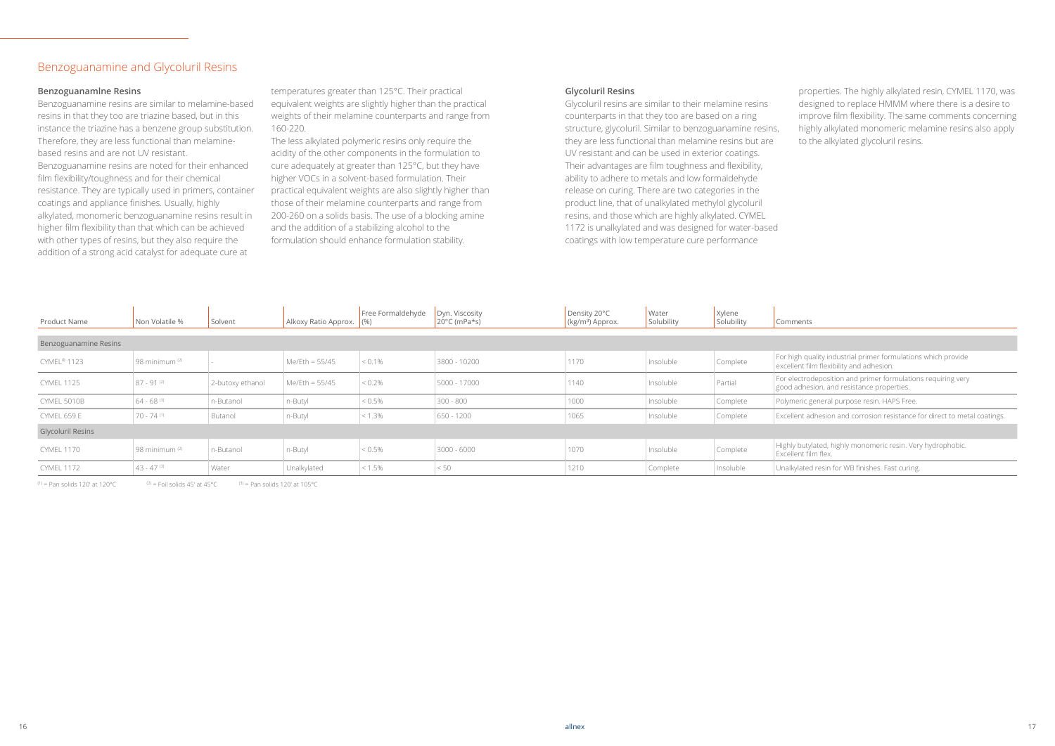# Benzoguanamine and Glycoluril Resins

### Benzoguanamlne Resins

Benzoguanamine resins are similar to melamine-based resins in that they too are triazine based, but in this instance the triazine has a benzene group substitution. Therefore, they are less functional than melamine-based resins and are not UV resistant.

Benzoguanamine resins are noted for their enhanced film flexibility/toughness and for their chemical resistance. They are typically used in primers, container coatings and appliance finishes. Usually, highly alkylated, monomeric benzoguanamine resins result in higher film flexibility than that which can be achieved with other types of resins, but they also require the addition of a strong acid catalyst for adequate cure at temperatures greater than 125°C. Their practical equivalent weights are slightly higher than the practical weights of their melamine counterparts and range from 160-220.

The less alkylated polymeric resins only require the acidity of the other components in the formulation to cure adequately at greater than 125°C, but they have higher VOCs in a solvent-based formulation. Their practical equivalent weights are also slightly higher than those of their melamine counterparts and range from 200-260 on a solids basis. The use of a blocking amine and the addition of a stabilizing alcohol to the formulation should enhance formulation stability.

### Glycoluril Resins

Glycoluril resins are similar to their melamine resins counterparts in that they too are based on a ring structure, glycoluril. Similar to benzoguanamine resins, they are less functional than melamine resins but are UV resistant and can be used in exterior coatings. Their advantages are film toughness and flexibility, ability to adhere to metals and low formaldehyde release on curing. There are two categories in the product line, that of unalkylated methylol glycoluril resins, and those which are highly alkylated. CYMEL 1172 is unalkylated and was designed for water-based coatings with low temperature cure performance properties. The highly alkylated resin, CYMEL 1170, was designed to replace HMMM where there is a desire to improve film flexibility. The same comments concerning highly alkylated monomeric melamine resins also apply to the alkylated glycoluril resins.

| Product Name | Non Volatile % | Solvent | Alkoxy Ratio Approx. | Free Formaldehyde (%) | Dyn. Viscosity 20°C (mPa*s) | Density 20°C (kg/m³) Approx. | Water Solubility | Xylene Solubility | Comments |
|---|---|---|---|---|---|---|---|---|---|
| **Benzoguanamine Resins** | | | | | | | | | |
| CYMEL® 1123 | 98 minimum [2] | - | Me/Eth = 55/45 | < 0.1% | 3800 - 10200 | 1170 | Insoluble | Complete | For high quality industrial primer formulations which provide excellent film flexibility and adhesion. |
| CYMEL 1125 | 87 - 91 [2] | 2-butoxy ethanol | Me/Eth = 55/45 | < 0.2% | 5000 - 17000 | 1140 | Insoluble | Partial | For electrodeposition and primer formulations requiring very good adhesion, and resistance properties. |
| CYMEL 5010B | 64 - 68 [3] | n-Butanol | n-Butyl | < 0.5% | 300 - 800 | 1000 | Insoluble | Complete | Polymeric general purpose resin. HAPS Free. |
| CYMEL 659 E | 70 - 74 [1] | Butanol | n-Butyl | < 1.3% | 650 - 1200 | 1065 | Insoluble | Complete | Excellent adhesion and corrosion resistance for direct to metal coatings. |
| **Glycoluril Resins** | | | | | | | | | |
| CYMEL 1170 | 98 minimum [2] | n-Butanol | n-Butyl | < 0.5% | 3000 - 6000 | 1070 | Insoluble | Complete | Highly butylated, highly monomeric resin. Very hydrophobic. Excellent film flex. |
| CYMEL 1172 | 43 - 47 [3] | Water | Unalkylated | < 1.5% | < 50 | 1210 | Complete | Insoluble | Unalkylated resin for WB finishes. Fast curing. |

[1] = Pan solids 120' at 120°C [2] = Foil solids 45' at 45°C [3] = Pan solids 120' at 105°C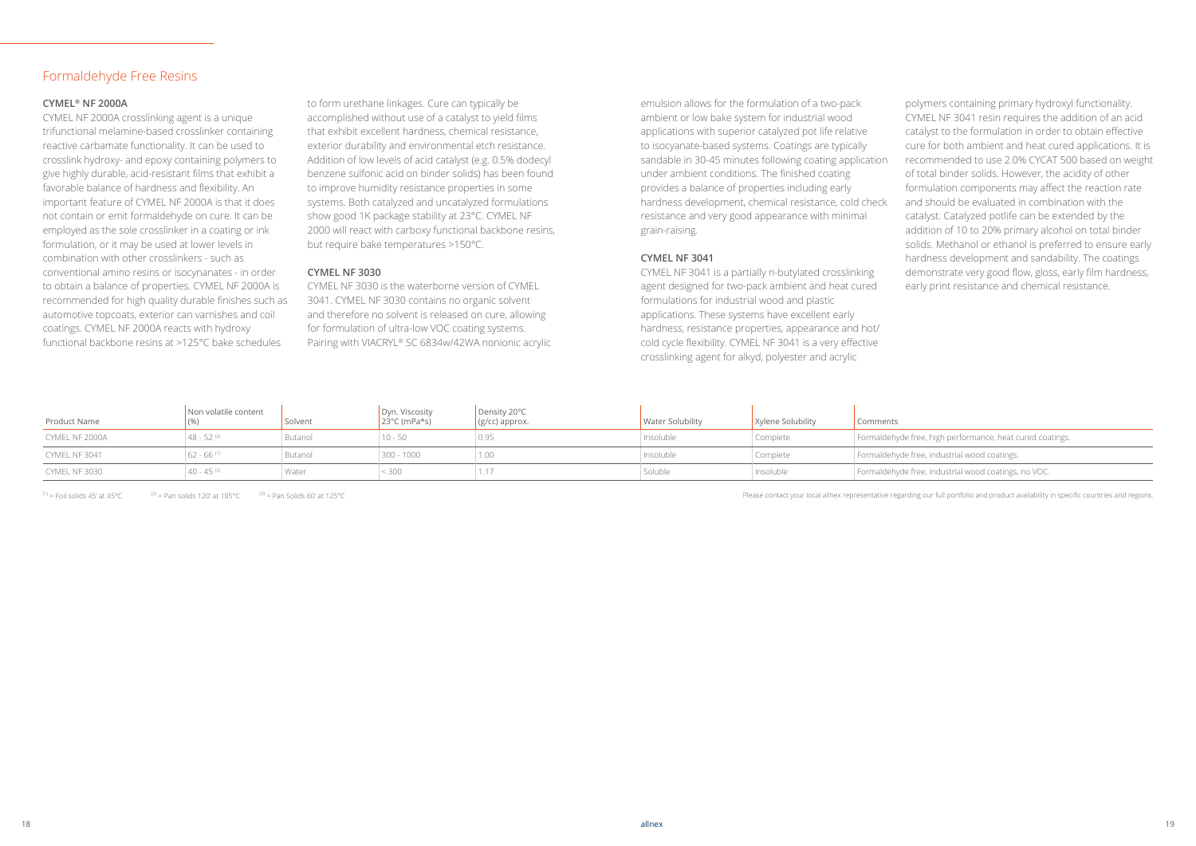## Formaldehyde Free Resins

### CYMEL® NF 2000A

CYMEL NF 2000A crosslinking agent is a unique trifunctional melamine-based crosslinker containing reactive carbamate functionality. It can be used to crosslink hydroxy- and epoxy containing polymers to give highly durable, acid-resistant films that exhibit a favorable balance of hardness and flexibility. An important feature of CYMEL NF 2000A is that it does not contain or emit formaldehyde on cure. It can be employed as the sole crosslinker in a coating or ink formulation, or it may be used at lower levels in combination with other crosslinkers - such as conventional amino resins or isocyanates - in order to obtain a balance of properties. CYMEL NF 2000A is recommended for high quality durable finishes such as automotive topcoats, exterior can varnishes and coil coatings. CYMEL NF 2000A reacts with hydroxy functional backbone resins at >125°C bake schedules to form urethane linkages. Cure can typically be accomplished without use of a catalyst to yield films that exhibit excellent hardness, chemical resistance, exterior durability and environmental etch resistance. Addition of low levels of acid catalyst (e.g. 0.5% dodecyl benzene sulfonic acid on binder solids) has been found to improve humidity resistance properties in some systems. Both catalyzed and uncatalyzed formulations show good 1K package stability at 23°C. CYMEL NF 2000 will react with carboxy functional backbone resins, but require bake temperatures >150°C.

### CYMEL NF 3030

CYMEL NF 3030 is the waterborne version of CYMEL 3041. CYMEL NF 3030 contains no organic solvent and therefore no solvent is released on cure, allowing for formulation of ultra-low VOC coating systems. Pairing with VIACRYL® SC 6834w/42WA nonionic acrylic emulsion allows for the formulation of a two-pack ambient or low bake system for industrial wood applications with superior catalyzed pot life relative to isocyanate-based systems. Coatings are typically sandable in 30-45 minutes following coating application under ambient conditions. The finished coating provides a balance of properties including early hardness development, chemical resistance, cold check resistance and very good appearance with minimal grain-raising.

### CYMEL NF 3041

CYMEL NF 3041 is a partially n-butylated crosslinking agent designed for two-pack ambient and heat cured formulations for industrial wood and plastic applications. These systems have excellent early hardness, resistance properties, appearance and hot/cold cycle flexibility. CYMEL NF 3041 is a very effective crosslinking agent for alkyd, polyester and acrylic polymers containing primary hydroxyl functionality. CYMEL NF 3041 resin requires the addition of an acid catalyst to the formulation in order to obtain effective cure for both ambient and heat cured applications. It is recommended to use 2.0% CYCAT 500 based on weight of total binder solids. However, the acidity of other formulation components may affect the reaction rate and should be evaluated in combination with the catalyst. Catalyzed potlife can be extended by the addition of 10 to 20% primary alcohol on total binder solids. Methanol or ethanol is preferred to ensure early hardness development and sandability. The coatings demonstrate very good flow, gloss, early film hardness, early print resistance and chemical resistance.

| Product Name | Non volatile content (%) | Solvent | Dyn. Viscosity 23°C (mPa*s) | Density 20°C (g/cc) approx. | Water Solubility | Xylene Solubility | Comments |
|---|---|---|---|---|---|---|---|
| CYMEL NF 2000A | 48 - 52 [2] | Butanol | 10 - 50 | 0.95 | Insoluble | Complete | Formaldehyde free, high performance, heat cured coatings. |
| CYMEL NF 3041 | 62 - 66 [1] | Butanol | 300 - 1000 | 1.00 | Insoluble | Complete | Formaldehyde free, industrial wood coatings. |
| CYMEL NF 3030 | 40 - 45 [3] | Water | < 300 | 1.17 | Soluble | Insoluble | Formaldehyde free, industrial wood coatings, no VOC. |

[1] = Foil solids 45' at 45°C   [2] = Pan solids 120' at 105°C   [3] = Pan Solids 60' at 125°C

Please contact your local allnex representative regarding our full portfolio and product availability in specific countries and regions.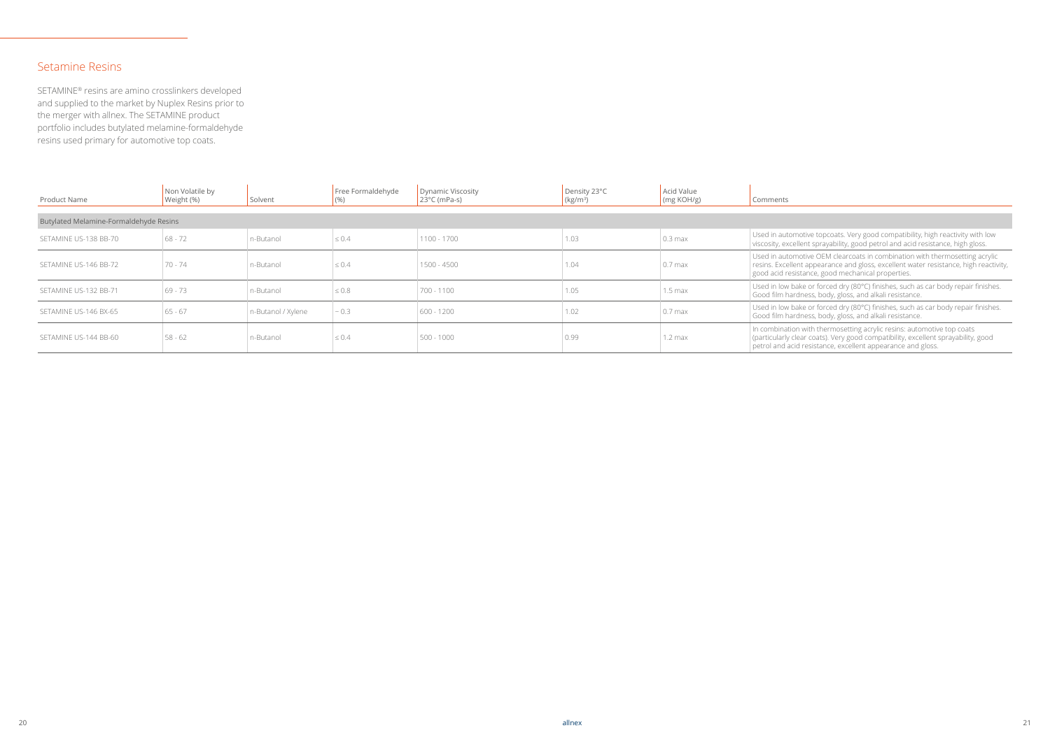## Setamine Resins

SETAMINE® resins are amino crosslinkers developed and supplied to the market by Nuplex Resins prior to the merger with allnex. The SETAMINE product portfolio includes butylated melamine-formaldehyde resins used primary for automotive top coats.

| Product Name | Non Volatile by Weight (%) | Solvent | Free Formaldehyde (%) | Dynamic Viscosity 23°C (mPa-s) | Density 23°C (kg/m³) | Acid Value (mg KOH/g) | Comments |
|---|---|---|---|---|---|---|---|
| **Butylated Melamine-Formaldehyde Resins** | | | | | | | |
| SETAMINE US-138 BB-70 | 68 - 72 | n-Butanol | ≤ 0.4 | 1100 - 1700 | 1.03 | 0.3 max | Used in automotive topcoats. Very good compatibility, high reactivity with low viscosity, excellent sprayability, good petrol and acid resistance, high gloss. |
| SETAMINE US-146 BB-72 | 70 - 74 | n-Butanol | ≤ 0.4 | 1500 - 4500 | 1.04 | 0.7 max | Used in automotive OEM clearcoats in combination with thermosetting acrylic resins. Excellent appearance and gloss, excellent water resistance, high reactivity, good acid resistance, good mechanical properties. |
| SETAMINE US-132 BB-71 | 69 - 73 | n-Butanol | ≤ 0.8 | 700 - 1100 | 1.05 | 1.5 max | Used in low bake or forced dry (80°C) finishes, such as car body repair finishes. Good film hardness, body, gloss, and alkali resistance. |
| SETAMINE US-146 BX-65 | 65 - 67 | n-Butanol / Xylene | ~ 0.3 | 600 - 1200 | 1.02 | 0.7 max | Used in low bake or forced dry (80°C) finishes, such as car body repair finishes. Good film hardness, body, gloss, and alkali resistance. |
| SETAMINE US-144 BB-60 | 58 - 62 | n-Butanol | ≤ 0.4 | 500 - 1000 | 0.99 | 1.2 max | In combination with thermosetting acrylic resins: automotive top coats (particularly clear coats). Very good compatibility, excellent sprayability, good petrol and acid resistance, excellent appearance and gloss. |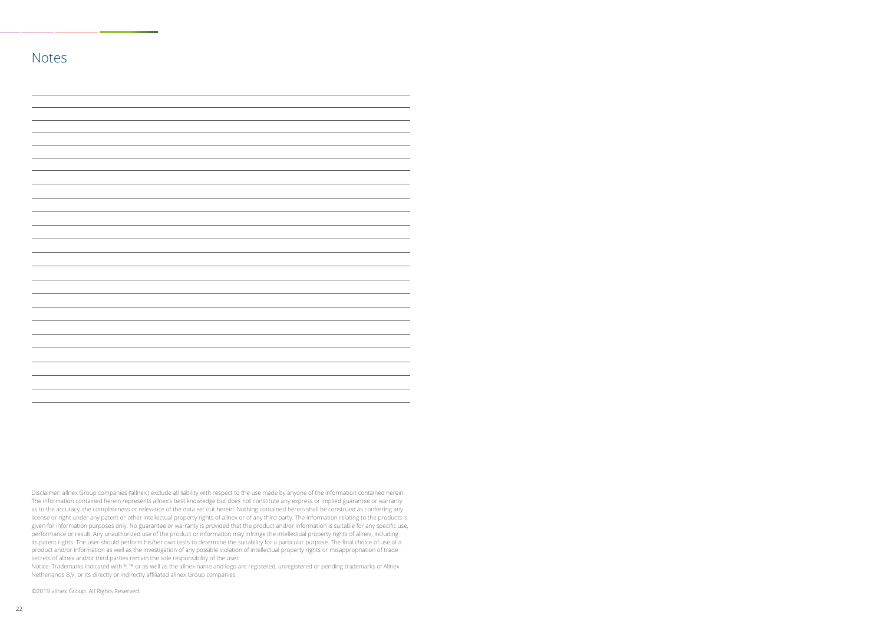# Notes

Disclaimer: allnex Group companies ('allnex') exclude all liability with respect to the use made by anyone of the information contained herein. The information contained herein represents allnex's best knowledge but does not constitute any express or implied guarantee or warranty as to the accuracy, the completeness or relevance of the data set out herein. Nothing contained herein shall be construed as conferring any license or right under any patent or other intellectual property rights of allnex or of any third party. The information relating to the products is given for information purposes only. No guarantee or warranty is provided that the product and/or information is suitable for any specific use, performance or result. Any unauthorized use of the product or information may infringe the intellectual property rights of allnex, including its patent rights. The user should perform his/her own tests to determine the suitability for a particular purpose. The final choice of use of a product and/or information as well as the investigation of any possible violation of intellectual property rights or misappropriation of trade secrets of allnex and/or third parties remain the sole responsibility of the user.

Notice: Trademarks indicated with ®, ™ or as well as the allnex name and logo are registered, unregistered or pending trademarks of Allnex Netherlands B.V. or its directly or indirectly affiliated allnex Group companies.

©2019 allnex Group. All Rights Reserved.